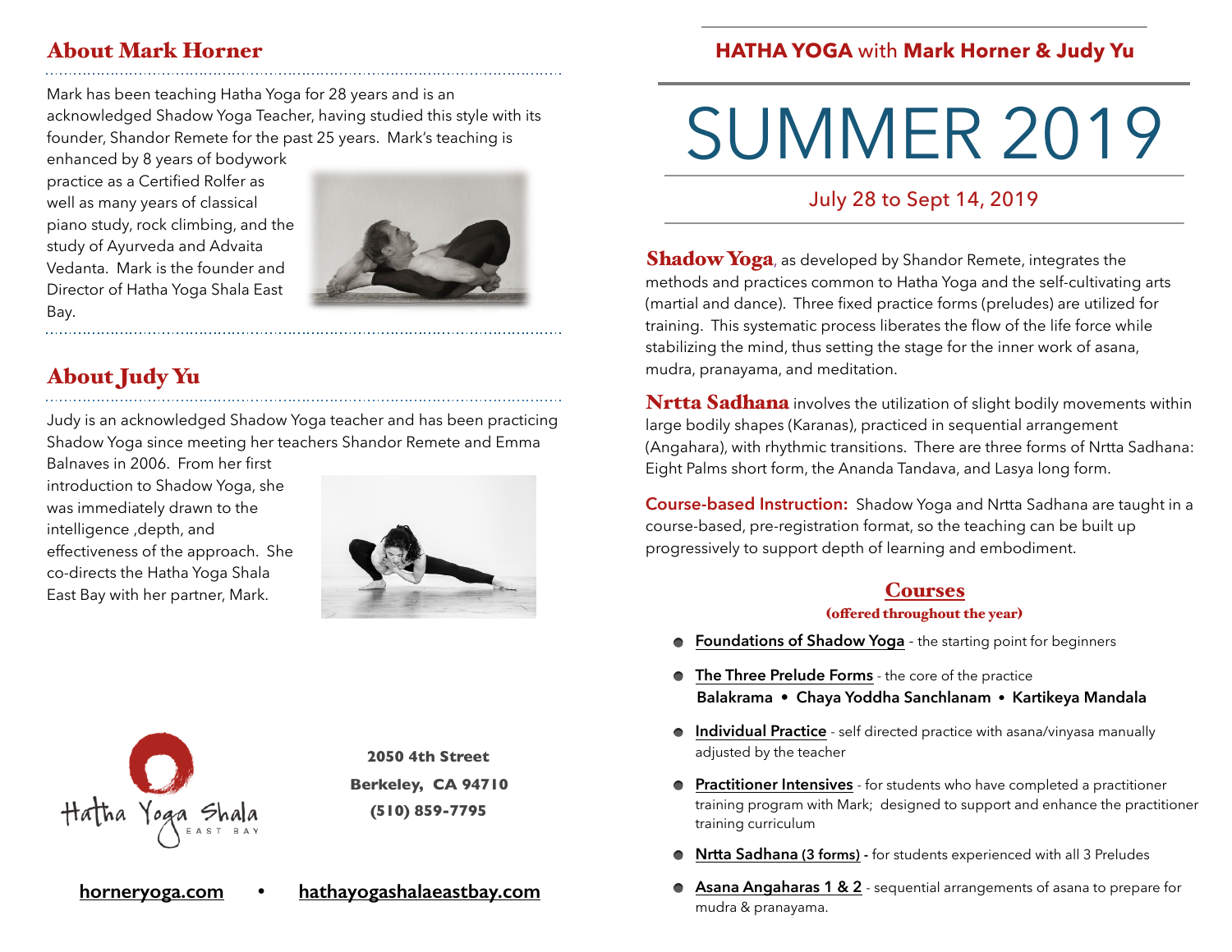## About Mark Horner

Mark has been teaching Hatha Yoga for 28 years and is an acknowledged Shadow Yoga Teacher, having studied this style with its founder, Shandor Remete for the past 25 years. Mark's teaching is enhanced by 8 years of bodywork practice as a Certified Rolfer as well as many years of classical piano study, rock climbing, and the study of Ayurveda and Advaita Vedanta. Mark is the founder and Director of Hatha Yoga Shala East Bay.

## About Judy Yu

Judy is an acknowledged Shadow Yoga teacher and has been practicing Shadow Yoga since meeting her teachers Shandor Remete and Emma Balnaves in 2006. From her first introduction to Shadow Yoga, she was immediately drawn to the intelligence ,depth, and effectiveness of the approach. She co-directs the Hatha Yoga Shala East Bay with her partner, Mark.

Hatha Yoga Shala EAST BAY

**2050 4th Street**
**Berkeley, CA 94710**
**(510) 859-7795**

**horneryoga.com** • **hathayogashalaeastbay.com**

**HATHA YOGA** with **Mark Horner & Judy Yu**

# SUMMER 2019

July 28 to Sept 14, 2019

**Shadow Yoga**, as developed by Shandor Remete, integrates the methods and practices common to Hatha Yoga and the self-cultivating arts (martial and dance). Three fixed practice forms (preludes) are utilized for training. This systematic process liberates the flow of the life force while stabilizing the mind, thus setting the stage for the inner work of asana, mudra, pranayama, and meditation.

**Nrtta Sadhana** involves the utilization of slight bodily movements within large bodily shapes (Karanas), practiced in sequential arrangement (Angahara), with rhythmic transitions. There are three forms of Nrtta Sadhana: Eight Palms short form, the Ananda Tandava, and Lasya long form.

**Course-based Instruction:** Shadow Yoga and Nrtta Sadhana are taught in a course-based, pre-registration format, so the teaching can be built up progressively to support depth of learning and embodiment.

## Courses
**(offered throughout the year)**

- **Foundations of Shadow Yoga** - the starting point for beginners
- **The Three Prelude Forms** - the core of the practice
  **Balakrama • Chaya Yoddha Sanchlanam • Kartikeya Mandala**
- **Individual Practice** - self directed practice with asana/vinyasa manually adjusted by the teacher
- **Practitioner Intensives** - for students who have completed a practitioner training program with Mark; designed to support and enhance the practitioner training curriculum
- **Nrtta Sadhana (3 forms) -** for students experienced with all 3 Preludes
- **Asana Angaharas 1 & 2** - sequential arrangements of asana to prepare for mudra & pranayama.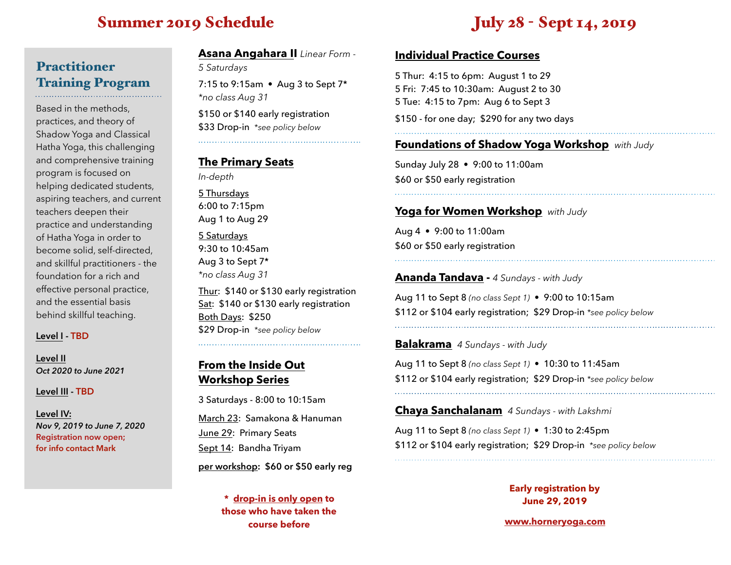# Summer 2019 Schedule

# July 28 - Sept 14, 2019

## Practitioner Training Program

Based in the methods, practices, and theory of Shadow Yoga and Classical Hatha Yoga, this challenging and comprehensive training program is focused on helping dedicated students, aspiring teachers, and current teachers deepen their practice and understanding of Hatha Yoga in order to become solid, self-directed, and skillful practitioners - the foundation for a rich and effective personal practice, and the essential basis behind skillful teaching.

**Level I - TBD**

**Level II**
***Oct 2020 to June 2021***

**Level III - TBD**

**Level IV:**
***Nov 9, 2019 to June 7, 2020***
**Registration now open; for info contact Mark**

## Asana Angahara II *Linear Form - 5 Saturdays*

7:15 to 9:15am • Aug 3 to Sept 7*
*\*no class Aug 31*

$150 or $140 early registration
$33 Drop-in *\*see policy below*

## The Primary Seats

*In-depth*

5 Thursdays
6:00 to 7:15pm
Aug 1 to Aug 29

5 Saturdays
9:30 to 10:45am
Aug 3 to Sept 7*
*\*no class Aug 31*

Thur: $140 or $130 early registration
Sat: $140 or $130 early registration
Both Days: $250
$29 Drop-in *\*see policy below*

## From the Inside Out Workshop Series

3 Saturdays - 8:00 to 10:15am

March 23: Samakona & Hanuman
June 29: Primary Seats
Sept 14: Bandha Triyam

per workshop: $60 or $50 early reg

**\* drop-in is only open to those who have taken the course before**

## Individual Practice Courses

5 Thur: 4:15 to 6pm: August 1 to 29
5 Fri: 7:45 to 10:30am: August 2 to 30
5 Tue: 4:15 to 7pm: Aug 6 to Sept 3

$150 - for one day; $290 for any two days

## Foundations of Shadow Yoga Workshop *with Judy*

Sunday July 28 • 9:00 to 11:00am
$60 or $50 early registration

## Yoga for Women Workshop *with Judy*

Aug 4 • 9:00 to 11:00am
$60 or $50 early registration

## Ananda Tandava - *4 Sundays - with Judy*

Aug 11 to Sept 8 *(no class Sept 1)* • 9:00 to 10:15am
$112 or $104 early registration; $29 Drop-in *\*see policy below*

## Balakrama *4 Sundays - with Judy*

Aug 11 to Sept 8 *(no class Sept 1)* • 10:30 to 11:45am
$112 or $104 early registration; $29 Drop-in *\*see policy below*

## Chaya Sanchalanam *4 Sundays - with Lakshmi*

Aug 11 to Sept 8 *(no class Sept 1)* • 1:30 to 2:45pm
$112 or $104 early registration; $29 Drop-in *\*see policy below*

**Early registration by June 29, 2019**

**www.horneryoga.com**